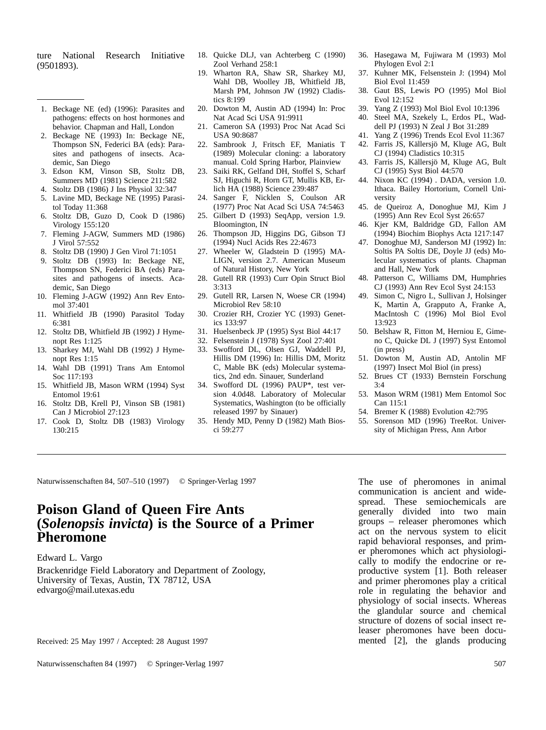ture National Research Initiative (9501893).

---

1. Beckage NE (ed) (1996): Parasites and pathogens: effects on host hormones and behavior. Chapman and Hall, London
2. Beckage NE (1993) In: Beckage NE, Thompson SN, Federici BA (eds): Parasites and pathogens of insects. Academic, San Diego
3. Edson KM, Vinson SB, Stoltz DB, Summers MD (1981) Science 211:582
4. Stoltz DB (1986) J Ins Physiol 32:347
5. Lavine MD, Beckage NE (1995) Parasitol Today 11:368
6. Stoltz DB, Guzo D, Cook D (1986) Virology 155:120
7. Fleming J-AGW, Summers MD (1986) J Virol 57:552
8. Stoltz DB (1990) J Gen Virol 71:1051
9. Stoltz DB (1993) In: Beckage NE, Thompson SN, Federici BA (eds) Parasites and pathogens of insects. Academic, San Diego
10. Fleming J-AGW (1992) Ann Rev Entomol 37:401
11. Whitfield JB (1990) Parasitol Today 6:381
12. Stoltz DB, Whitfield JB (1992) J Hymenopt Res 1:125
13. Sharkey MJ, Wahl DB (1992) J Hymenopt Res 1:15
14. Wahl DB (1991) Trans Am Entomol Soc 117:193
15. Whitfield JB, Mason WRM (1994) Syst Entomol 19:61
16. Stoltz DB, Krell PJ, Vinson SB (1981) Can J Microbiol 27:123
17. Cook D, Stoltz DB (1983) Virology 130:215
18. Quicke DLJ, van Achterberg C (1990) Zool Verhand 258:1
19. Wharton RA, Shaw SR, Sharkey MJ, Wahl DB, Woolley JB, Whitfield JB, Marsh PM, Johnson JW (1992) Cladistics 8:199
20. Dowton M, Austin AD (1994) In: Proc Nat Acad Sci USA 91:9911
21. Cameron SA (1993) Proc Nat Acad Sci USA 90:8687
22. Sambrook J, Fritsch EF, Maniatis T (1989) Molecular cloning: a laboratory manual. Cold Spring Harbor, Plainview
23. Saiki RK, Gelfand DH, Stoffel S, Scharf SJ, Higuchi R, Horn GT, Mullis KB, Erlich HA (1988) Science 239:487
24. Sanger F, Nicklen S, Coulson AR (1977) Proc Nat Acad Sci USA 74:5463
25. Gilbert D (1993) SeqApp, version 1.9. Bloomington, IN
26. Thompson JD, Higgins DG, Gibson TJ (1994) Nucl Acids Res 22:4673
27. Wheeler W, Gladstein D (1995) MALIGN, version 2.7. American Museum of Natural History, New York
28. Gutell RR (1993) Curr Opin Struct Biol 3:313
29. Gutell RR, Larsen N, Woese CR (1994) Microbiol Rev 58:10
30. Crozier RH, Crozier YC (1993) Genetics 133:97
31. Huelsenbeck JP (1995) Syst Biol 44:17
32. Felsenstein J (1978) Syst Zool 27:401
33. Swofford DL, Olsen GJ, Waddell PJ, Hillis DM (1996) In: Hillis DM, Moritz C, Mable BK (eds) Molecular systematics, 2nd edn. Sinauer, Sunderland
34. Swofford DL (1996) PAUP*, test version 4.0d48. Laboratory of Molecular Systematics, Washington (to be officially released 1997 by Sinauer)
35. Hendy MD, Penny D (1982) Math Biosci 59:277
36. Hasegawa M, Fujiwara M (1993) Mol Phylogen Evol 2:1
37. Kuhner MK, Felsenstein J: (1994) Mol Biol Evol 11:459
38. Gaut BS, Lewis PO (1995) Mol Biol Evol 12:152
39. Yang Z (1993) Mol Biol Evol 10:1396
40. Steel MA, Szekely L, Erdos PL, Waddell PJ (1993) N Zeal J Bot 31:289
41. Yang Z (1996) Trends Ecol Evol 11:367
42. Farris JS, Källersjö M, Kluge AG, Bult CJ (1994) Cladistics 10:315
43. Farris JS, Källersjö M, Kluge AG, Bult CJ (1995) Syst Biol 44:570
44. Nixon KC (1994) . DADA, version 1.0. Ithaca. Bailey Hortorium, Cornell University
45. de Queiroz A, Donoghue MJ, Kim J (1995) Ann Rev Ecol Syst 26:657
46. Kjer KM, Baldridge GD, Fallon AM (1994) Biochim Biophys Acta 1217:147
47. Donoghue MJ, Sanderson MJ (1992) In: Soltis PA Soltis DE, Doyle JJ (eds) Molecular systematics of plants. Chapman and Hall, New York
48. Patterson C, Williams DM, Humphries CJ (1993) Ann Rev Ecol Syst 24:153
49. Simon C, Nigro L, Sullivan J, Holsinger K, Martin A, Grapputo A, Franke A, MacIntosh C (1996) Mol Biol Evol 13:923
50. Belshaw R, Fitton M, Herniou E, Gimeno C, Quicke DL J (1997) Syst Entomol (in press)
51. Dowton M, Austin AD, Antolin MF (1997) Insect Mol Biol (in press)
52. Brues CT (1933) Bernstein Forschung 3:4
53. Mason WRM (1981) Mem Entomol Soc Can 115:1
54. Bremer K (1988) Evolution 42:795
55. Sorenson MD (1996) TreeRot. University of Michigan Press, Ann Arbor

---

Naturwissenschaften 84, 507–510 (1997) © Springer-Verlag 1997

# Poison Gland of Queen Fire Ants (*Solenopsis invicta*) is the Source of a Primer Pheromone

Edward L. Vargo

Brackenridge Field Laboratory and Department of Zoology, University of Texas, Austin, TX 78712, USA
edvargo@mail.utexas.edu

Received: 25 May 1997 / Accepted: 28 August 1997

The use of pheromones in animal communication is ancient and widespread. These semiochemicals are generally divided into two main groups – releaser pheromones which act on the nervous system to elicit rapid behavioral responses, and primer pheromones which act physiologically to modify the endocrine or reproductive system [1]. Both releaser and primer pheromones play a critical role in regulating the behavior and physiology of social insects. Whereas the glandular source and chemical structure of dozens of social insect releaser pheromones have been documented [2], the glands producing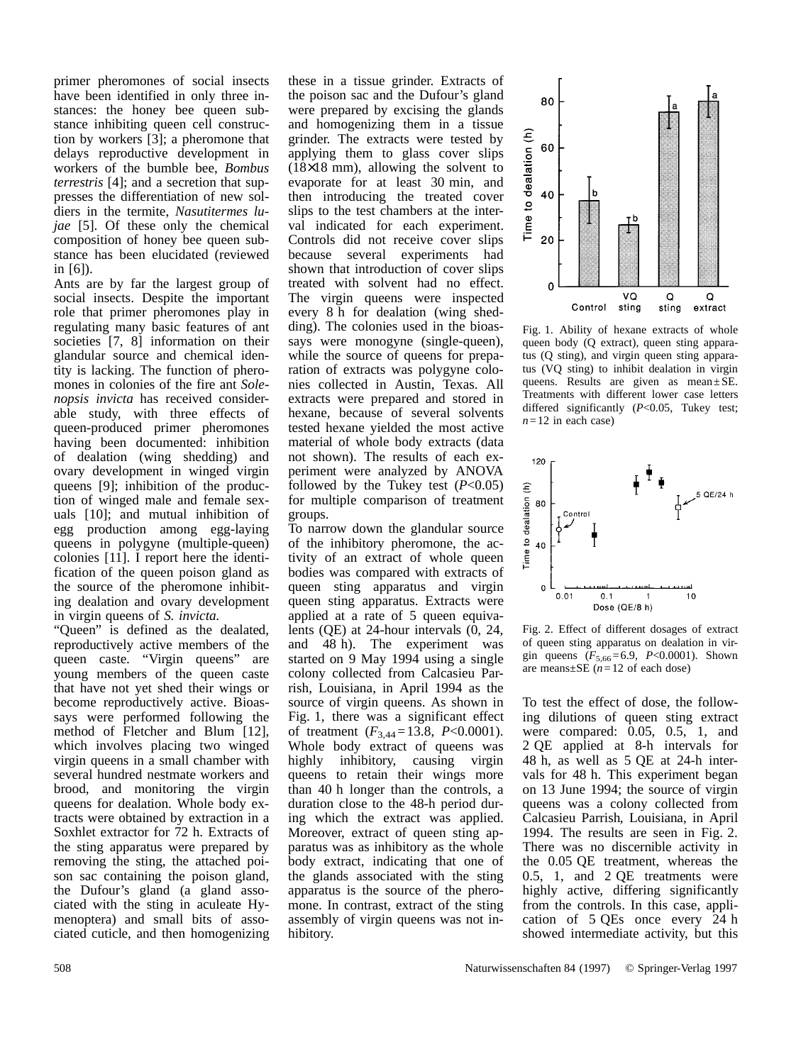primer pheromones of social insects have been identified in only three instances: the honey bee queen substance inhibiting queen cell construction by workers [3]; a pheromone that delays reproductive development in workers of the bumble bee, *Bombus terrestris* [4]; and a secretion that suppresses the differentiation of new soldiers in the termite, *Nasutitermes lujae* [5]. Of these only the chemical composition of honey bee queen substance has been elucidated (reviewed in [6]).

Ants are by far the largest group of social insects. Despite the important role that primer pheromones play in regulating many basic features of ant societies [7, 8] information on their glandular source and chemical identity is lacking. The function of pheromones in colonies of the fire ant *Solenopsis invicta* has received considerable study, with three effects of queen-produced primer pheromones having been documented: inhibition of dealation (wing shedding) and ovary development in winged virgin queens [9]; inhibition of the production of winged male and female sexuals [10]; and mutual inhibition of egg production among egg-laying queens in polygyne (multiple-queen) colonies [11]. I report here the identification of the queen poison gland as the source of the pheromone inhibiting dealation and ovary development in virgin queens of *S. invicta*.

"Queen" is defined as the dealated, reproductively active members of the queen caste. "Virgin queens" are young members of the queen caste that have not yet shed their wings or become reproductively active. Bioassays were performed following the method of Fletcher and Blum [12], which involves placing two winged virgin queens in a small chamber with several hundred nestmate workers and brood, and monitoring the virgin queens for dealation. Whole body extracts were obtained by extraction in a Soxhlet extractor for 72 h. Extracts of the sting apparatus were prepared by removing the sting, the attached poison sac containing the poison gland, the Dufour's gland (a gland associated with the sting in aculeate Hymenoptera) and small bits of associated cuticle, and then homogenizing these in a tissue grinder. Extracts of the poison sac and the Dufour's gland were prepared by excising the glands and homogenizing them in a tissue grinder. The extracts were tested by applying them to glass cover slips (18×18 mm), allowing the solvent to evaporate for at least 30 min, and then introducing the treated cover slips to the test chambers at the interval indicated for each experiment. Controls did not receive cover slips because several experiments had shown that introduction of cover slips treated with solvent had no effect. The virgin queens were inspected every 8 h for dealation (wing shedding). The colonies used in the bioassays were monogyne (single-queen), while the source of queens for preparation of extracts was polygyne colonies collected in Austin, Texas. All extracts were prepared and stored in hexane, because of several solvents tested hexane yielded the most active material of whole body extracts (data not shown). The results of each experiment were analyzed by ANOVA followed by the Tukey test ($P<0.05$) for multiple comparison of treatment groups.

To narrow down the glandular source of the inhibitory pheromone, the activity of an extract of whole queen bodies was compared with extracts of queen sting apparatus and virgin queen sting apparatus. Extracts were applied at a rate of 5 queen equivalents (QE) at 24-hour intervals (0, 24, and 48 h). The experiment was started on 9 May 1994 using a single colony collected from Calcasieu Parrish, Louisiana, in April 1994 as the source of virgin queens. As shown in Fig. 1, there was a significant effect of treatment ($F_{3,44}=13.8$, $P<0.0001$). Whole body extract of queens was highly inhibitory, causing virgin queens to retain their wings more than 40 h longer than the controls, a duration close to the 48-h period during which the extract was applied. Moreover, extract of queen sting apparatus was as inhibitory as the whole body extract, indicating that one of the glands associated with the sting apparatus is the source of the pheromone. In contrast, extract of the sting assembly of virgin queens was not inhibitory.

Fig. 1. Ability of hexane extracts of whole queen body (Q extract), queen sting apparatus (Q sting), and virgin queen sting apparatus (VQ sting) to inhibit dealation in virgin queens. Results are given as mean ± SE. Treatments with different lower case letters differed significantly ($P<0.05$, Tukey test; $n=12$ in each case)

Fig. 2. Effect of different dosages of extract of queen sting apparatus on dealation in virgin queens ($F_{5,66}=6.9$, $P<0.0001$). Shown are means±SE ($n=12$ of each dose)

To test the effect of dose, the following dilutions of queen sting extract were compared: 0.05, 0.5, 1, and 2 QE applied at 8-h intervals for 48 h, as well as 5 QE at 24-h intervals for 48 h. This experiment began on 13 June 1994; the source of virgin queens was a colony collected from Calcasieu Parrish, Louisiana, in April 1994. The results are seen in Fig. 2. There was no discernible activity in the 0.05 QE treatment, whereas the 0.5, 1, and 2 QE treatments were highly active, differing significantly from the controls. In this case, application of 5 QEs once every 24 h showed intermediate activity, but this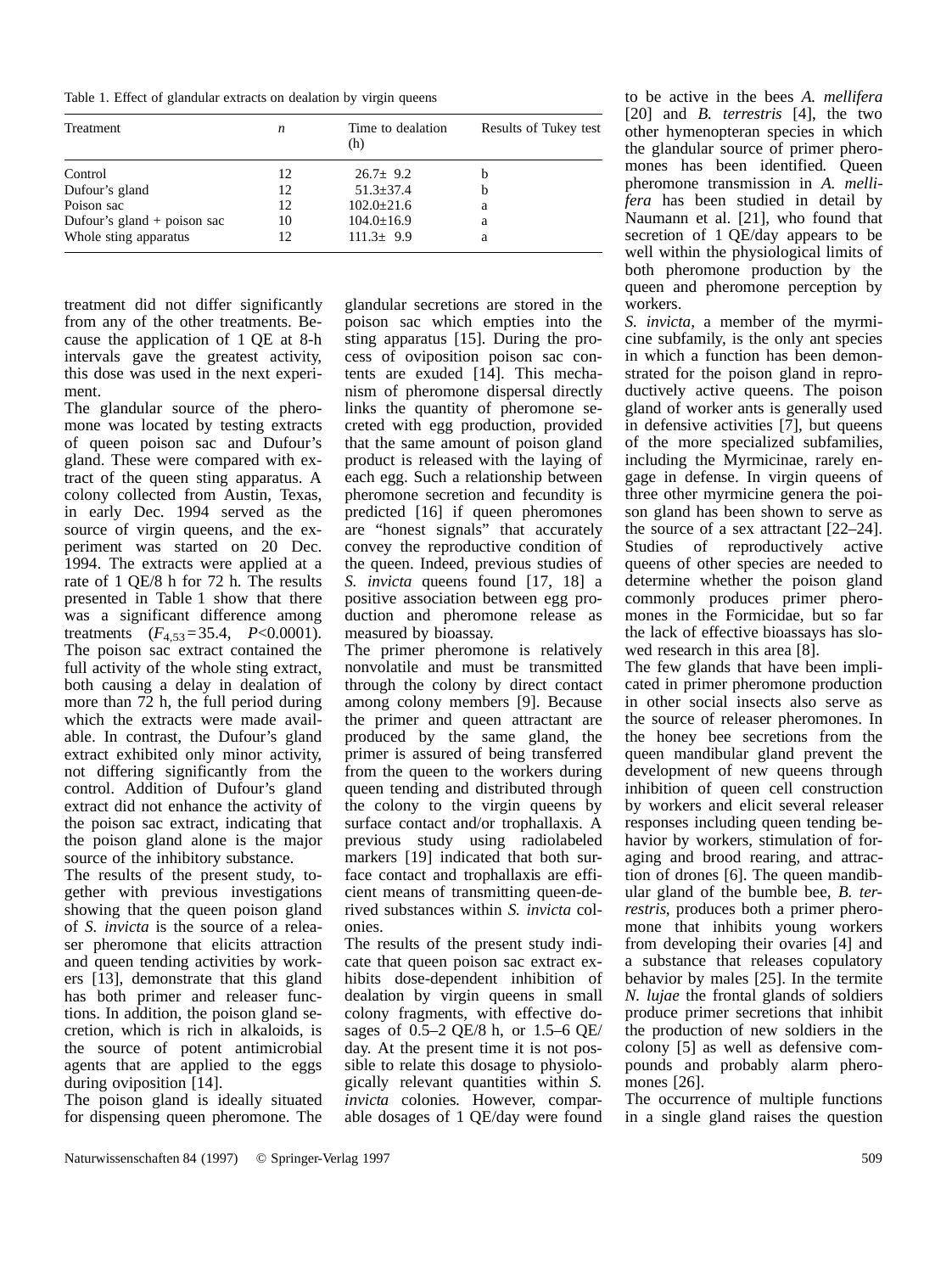Table 1. Effect of glandular extracts on dealation by virgin queens

| Treatment | $n$ | Time to dealation (h) | Results of Tukey test |
|---|---|---|---|
| Control | 12 | 26.7± 9.2 | b |
| Dufour's gland | 12 | 51.3±37.4 | b |
| Poison sac | 12 | 102.0±21.6 | a |
| Dufour's gland + poison sac | 10 | 104.0±16.9 | a |
| Whole sting apparatus | 12 | 111.3± 9.9 | a |

treatment did not differ significantly from any of the other treatments. Because the application of 1 QE at 8-h intervals gave the greatest activity, this dose was used in the next experiment.

The glandular source of the pheromone was located by testing extracts of queen poison sac and Dufour's gland. These were compared with extract of the queen sting apparatus. A colony collected from Austin, Texas, in early Dec. 1994 served as the source of virgin queens, and the experiment was started on 20 Dec. 1994. The extracts were applied at a rate of 1 QE/8 h for 72 h. The results presented in Table 1 show that there was a significant difference among treatments ($F_{4,53}=35.4$, $P<0.0001$). The poison sac extract contained the full activity of the whole sting extract, both causing a delay in dealation of more than 72 h, the full period during which the extracts were made available. In contrast, the Dufour's gland extract exhibited only minor activity, not differing significantly from the control. Addition of Dufour's gland extract did not enhance the activity of the poison sac extract, indicating that the poison gland alone is the major source of the inhibitory substance.

The results of the present study, together with previous investigations showing that the queen poison gland of *S. invicta* is the source of a releaser pheromone that elicits attraction and queen tending activities by workers [13], demonstrate that this gland has both primer and releaser functions. In addition, the poison gland secretion, which is rich in alkaloids, is the source of potent antimicrobial agents that are applied to the eggs during oviposition [14].

The poison gland is ideally situated for dispensing queen pheromone. The glandular secretions are stored in the poison sac which empties into the sting apparatus [15]. During the process of oviposition poison sac contents are exuded [14]. This mechanism of pheromone dispersal directly links the quantity of pheromone secreted with egg production, provided that the same amount of poison gland product is released with the laying of each egg. Such a relationship between pheromone secretion and fecundity is predicted [16] if queen pheromones are "honest signals" that accurately convey the reproductive condition of the queen. Indeed, previous studies of *S. invicta* queens found [17, 18] a positive association between egg production and pheromone release as measured by bioassay.

The primer pheromone is relatively nonvolatile and must be transmitted through the colony by direct contact among colony members [9]. Because the primer and queen attractant are produced by the same gland, the primer is assured of being transferred from the queen to the workers during queen tending and distributed through the colony to the virgin queens by surface contact and/or trophallaxis. A previous study using radiolabeled markers [19] indicated that both surface contact and trophallaxis are efficient means of transmitting queen-derived substances within *S. invicta* colonies.

The results of the present study indicate that queen poison sac extract exhibits dose-dependent inhibition of dealation by virgin queens in small colony fragments, with effective dosages of 0.5–2 QE/8 h, or 1.5–6 QE/day. At the present time it is not possible to relate this dosage to physiologically relevant quantities within *S. invicta* colonies. However, comparable dosages of 1 QE/day were found to be active in the bees *A. mellifera* [20] and *B. terrestris* [4], the two other hymenopteran species in which the glandular source of primer pheromones has been identified. Queen pheromone transmission in *A. mellifera* has been studied in detail by Naumann et al. [21], who found that secretion of 1 QE/day appears to be well within the physiological limits of both pheromone production by the queen and pheromone perception by workers.

*S. invicta*, a member of the myrmicine subfamily, is the only ant species in which a function has been demonstrated for the poison gland in reproductively active queens. The poison gland of worker ants is generally used in defensive activities [7], but queens of the more specialized subfamilies, including the Myrmicinae, rarely engage in defense. In virgin queens of three other myrmicine genera the poison gland has been shown to serve as the source of a sex attractant [22–24]. Studies of reproductively active queens of other species are needed to determine whether the poison gland commonly produces primer pheromones in the Formicidae, but so far the lack of effective bioassays has slowed research in this area [8].

The few glands that have been implicated in primer pheromone production in other social insects also serve as the source of releaser pheromones. In the honey bee secretions from the queen mandibular gland prevent the development of new queens through inhibition of queen cell construction by workers and elicit several releaser responses including queen tending behavior by workers, stimulation of foraging and brood rearing, and attraction of drones [6]. The queen mandibular gland of the bumble bee, *B. terrestris*, produces both a primer pheromone that inhibits young workers from developing their ovaries [4] and a substance that releases copulatory behavior by males [25]. In the termite *N. lujae* the frontal glands of soldiers produce primer secretions that inhibit the production of new soldiers in the colony [5] as well as defensive compounds and probably alarm pheromones [26].

The occurrence of multiple functions in a single gland raises the question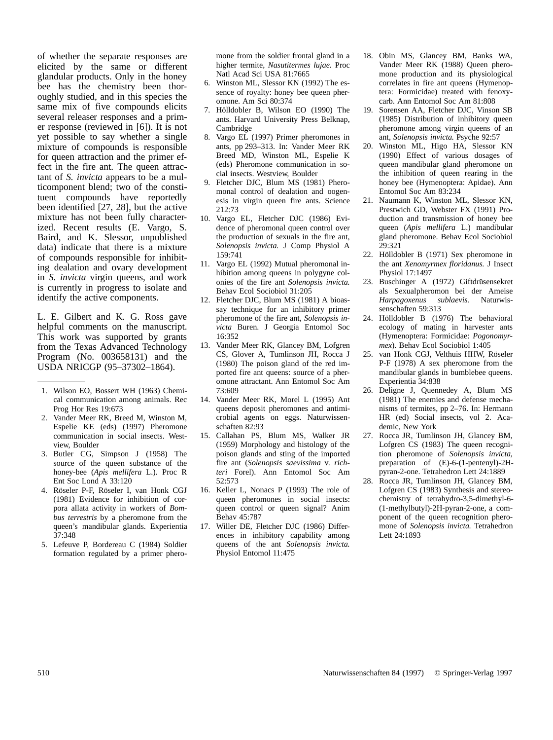of whether the separate responses are elicited by the same or different glandular products. Only in the honey bee has the chemistry been thoroughly studied, and in this species the same mix of five compounds elicits several releaser responses and a primer response (reviewed in [6]). It is not yet possible to say whether a single mixture of compounds is responsible for queen attraction and the primer effect in the fire ant. The queen attractant of *S. invicta* appears to be a multicomponent blend; two of the constituent compounds have reportedly been identified [27, 28], but the active mixture has not been fully characterized. Recent results (E. Vargo, S. Baird, and K. Slessor, unpublished data) indicate that there is a mixture of compounds responsible for inhibiting dealation and ovary development in *S. invicta* virgin queens, and work is currently in progress to isolate and identify the active components.

L. E. Gilbert and K. G. Ross gave helpful comments on the manuscript. This work was supported by grants from the Texas Advanced Technology Program (No. 003658131) and the USDA NRICGP (95–37302–1864).

1. Wilson EO, Bossert WH (1963) Chemical communication among animals. Rec Prog Hor Res 19:673
2. Vander Meer RK, Breed M, Winston M, Espelie KE (eds) (1997) Pheromone communication in social insects. Westview, Boulder
3. Butler CG, Simpson J (1958) The source of the queen substance of the honey-bee (*Apis mellifera* L.). Proc R Ent Soc Lond A 33:120
4. Röseler P-F, Röseler I, van Honk CGJ (1981) Evidence for inhibition of corpora allata activity in workers of *Bombus terrestris* by a pheromone from the queen's mandibular glands. Experientia 37:348
5. Lefeuve P, Bordereau C (1984) Soldier formation regulated by a primer pheromone from the soldier frontal gland in a higher termite, *Nasutitermes lujae.* Proc Natl Acad Sci USA 81:7665
6. Winston ML, Slessor KN (1992) The essence of royalty: honey bee queen pheromone. Am Sci 80:374
7. Hölldobler B, Wilson EO (1990) The ants. Harvard University Press Belknap, Cambridge
8. Vargo EL (1997) Primer pheromones in ants, pp 293–313. In: Vander Meer RK Breed MD, Winston ML, Espelie K (eds) Pheromone communication in social insects. Westview, Boulder
9. Fletcher DJC, Blum MS (1981) Pheromonal control of dealation and oogenesis in virgin queen fire ants. Science 212:73
10. Vargo EL, Fletcher DJC (1986) Evidence of pheromonal queen control over the production of sexuals in the fire ant, *Solenopsis invicta.* J Comp Physiol A 159:741
11. Vargo EL (1992) Mutual pheromonal inhibition among queens in polygyne colonies of the fire ant *Solenopsis invicta.* Behav Ecol Sociobiol 31:205
12. Fletcher DJC, Blum MS (1981) A bioassay technique for an inhibitory primer pheromone of the fire ant, *Solenopsis invicta* Buren. J Georgia Entomol Soc 16:352
13. Vander Meer RK, Glancey BM, Lofgren CS, Glover A, Tumlinson JH, Rocca J (1980) The poison gland of the red imported fire ant queens: source of a pheromone attractant. Ann Entomol Soc Am 73:609
14. Vander Meer RK, Morel L (1995) Ant queens deposit pheromones and antimicrobial agents on eggs. Naturwissenschaften 82:93
15. Callahan PS, Blum MS, Walker JR (1959) Morphology and histology of the poison glands and sting of the imported fire ant (*Solenopsis saevissima* v. *richteri* Forel). Ann Entomol Soc Am 52:573
16. Keller L, Nonacs P (1993) The role of queen pheromones in social insects: queen control or queen signal? Anim Behav 45:787
17. Willer DE, Fletcher DJC (1986) Differences in inhibitory capability among queens of the ant *Solenopsis invicta.* Physiol Entomol 11:475
18. Obin MS, Glancey BM, Banks WA, Vander Meer RK (1988) Queen pheromone production and its physiological correlates in fire ant queens (Hymenoptera: Formicidae) treated with fenoxycarb. Ann Entomol Soc Am 81:808
19. Sorensen AA, Fletcher DJC, Vinson SB (1985) Distribution of inhibitory queen pheromone among virgin queens of an ant, *Solenopsis invicta.* Psyche 92:57
20. Winston ML, Higo HA, Slessor KN (1990) Effect of various dosages of queen mandibular gland pheromone on the inhibition of queen rearing in the honey bee (Hymenoptera: Apidae). Ann Entomol Soc Am 83:234
21. Naumann K, Winston ML, Slessor KN, Prestwich GD, Webster FX (1991) Production and transmission of honey bee queen (*Apis mellifera* L.) mandibular gland pheromone. Behav Ecol Sociobiol 29:321
22. Hölldobler B (1971) Sex pheromone in the ant *Xenomyrmex floridanus.* J Insect Physiol 17:1497
23. Buschinger A (1972) Giftdrüsensekret als Sexualpheromon bei der Ameise *Harpagoxenus sublaevis.* Naturwissenschaften 59:313
24. Hölldobler B (1976) The behavioral ecology of mating in harvester ants (Hymenoptera: Formicidae: *Pogonomyrmex*). Behav Ecol Sociobiol 1:405
25. van Honk CGJ, Velthuis HHW, Röseler P-F (1978) A sex pheromone from the mandibular glands in bumblebee queens. Experientia 34:838
26. Deligne J, Quennedey A, Blum MS (1981) The enemies and defense mechanisms of termites, pp 2–76. In: Hermann HR (ed) Social insects, vol 2. Academic, New York
27. Rocca JR, Tumlinson JH, Glancey BM, Lofgren CS (1983) The queen recognition pheromone of *Solenopsis invicta,* preparation of (E)-6-(1-pentenyl)-2H-pyran-2-one. Tetrahedron Lett 24:1889
28. Rocca JR, Tumlinson JH, Glancey BM, Lofgren CS (1983) Synthesis and stereochemistry of tetrahydro-3,5-dimethyl-6-(1-methylbutyl)-2H-pyran-2-one, a component of the queen recognition pheromone of *Solenopsis invicta.* Tetrahedron Lett 24:1893